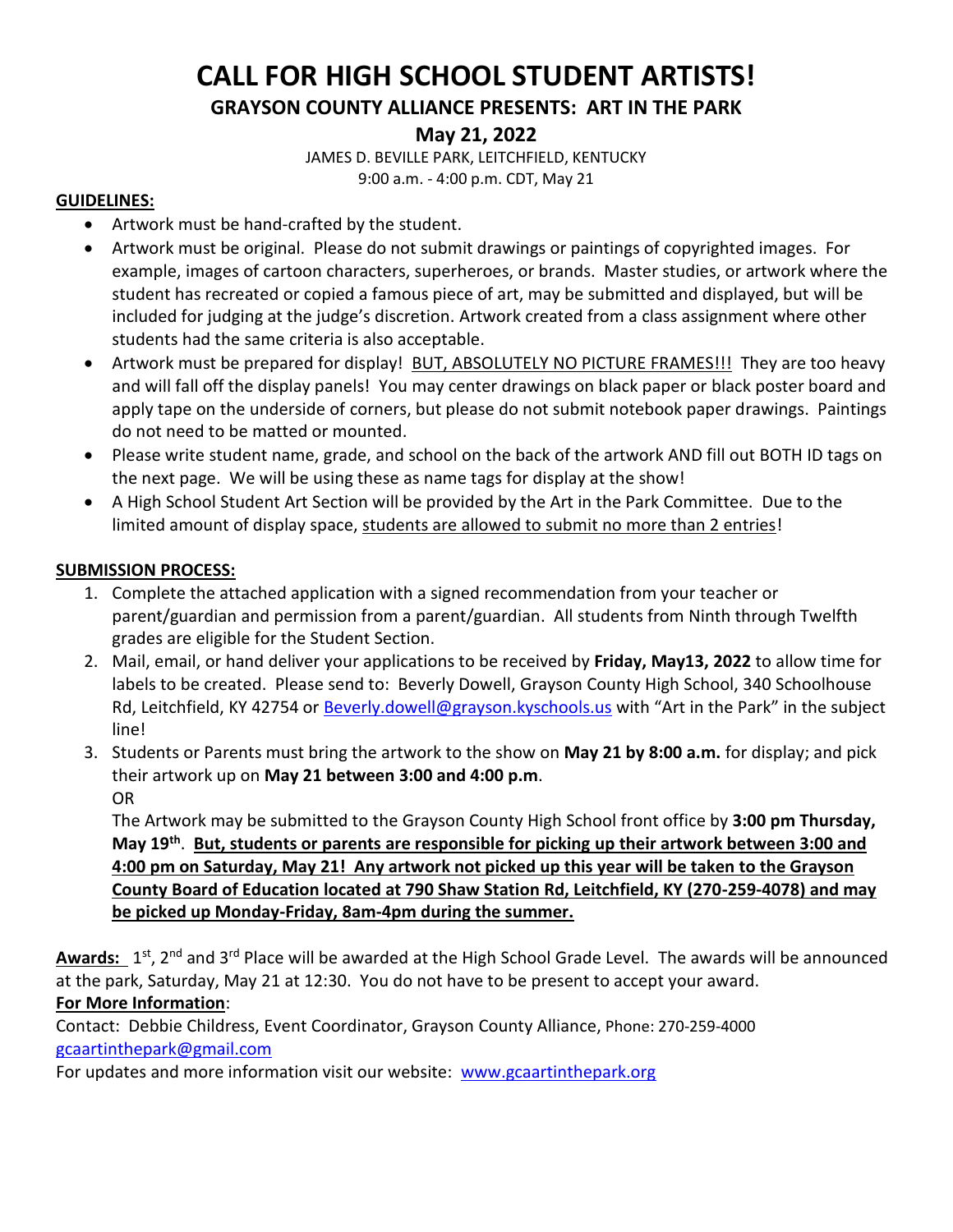# CALL FOR HIGH SCHOOL STUDENT ARTISTS!

## GRAYSON COUNTY ALLIANCE PRESENTS: ART IN THE PARK

## May 21, 2022

JAMES D. BEVILLE PARK, LEITCHFIELD, KENTUCKY
9:00 a.m. - 4:00 p.m. CDT, May 21

**GUIDELINES:**

- Artwork must be hand-crafted by the student.
- Artwork must be original. Please do not submit drawings or paintings of copyrighted images. For example, images of cartoon characters, superheroes, or brands. Master studies, or artwork where the student has recreated or copied a famous piece of art, may be submitted and displayed, but will be included for judging at the judge's discretion. Artwork created from a class assignment where other students had the same criteria is also acceptable.
- Artwork must be prepared for display! BUT, ABSOLUTELY NO PICTURE FRAMES!!! They are too heavy and will fall off the display panels! You may center drawings on black paper or black poster board and apply tape on the underside of corners, but please do not submit notebook paper drawings. Paintings do not need to be matted or mounted.
- Please write student name, grade, and school on the back of the artwork AND fill out BOTH ID tags on the next page. We will be using these as name tags for display at the show!
- A High School Student Art Section will be provided by the Art in the Park Committee. Due to the limited amount of display space, students are allowed to submit no more than 2 entries!

**SUBMISSION PROCESS:**

1. Complete the attached application with a signed recommendation from your teacher or parent/guardian and permission from a parent/guardian. All students from Ninth through Twelfth grades are eligible for the Student Section.
2. Mail, email, or hand deliver your applications to be received by **Friday, May13, 2022** to allow time for labels to be created. Please send to: Beverly Dowell, Grayson County High School, 340 Schoolhouse Rd, Leitchfield, KY 42754 or Beverly.dowell@grayson.kyschools.us with "Art in the Park" in the subject line!
3. Students or Parents must bring the artwork to the show on **May 21 by 8:00 a.m.** for display; and pick their artwork up on **May 21 between 3:00 and 4:00 p.m**.
   OR
   The Artwork may be submitted to the Grayson County High School front office by **3:00 pm Thursday, May 19th**. **But, students or parents are responsible for picking up their artwork between 3:00 and 4:00 pm on Saturday, May 21! Any artwork not picked up this year will be taken to the Grayson County Board of Education located at 790 Shaw Station Rd, Leitchfield, KY (270-259-4078) and may be picked up Monday-Friday, 8am-4pm during the summer.**

**Awards:** 1st, 2nd and 3rd Place will be awarded at the High School Grade Level. The awards will be announced at the park, Saturday, May 21 at 12:30. You do not have to be present to accept your award.

**For More Information**:

Contact: Debbie Childress, Event Coordinator, Grayson County Alliance, Phone: 270-259-4000
gcaartinthepark@gmail.com

For updates and more information visit our website: www.gcaartinthepark.org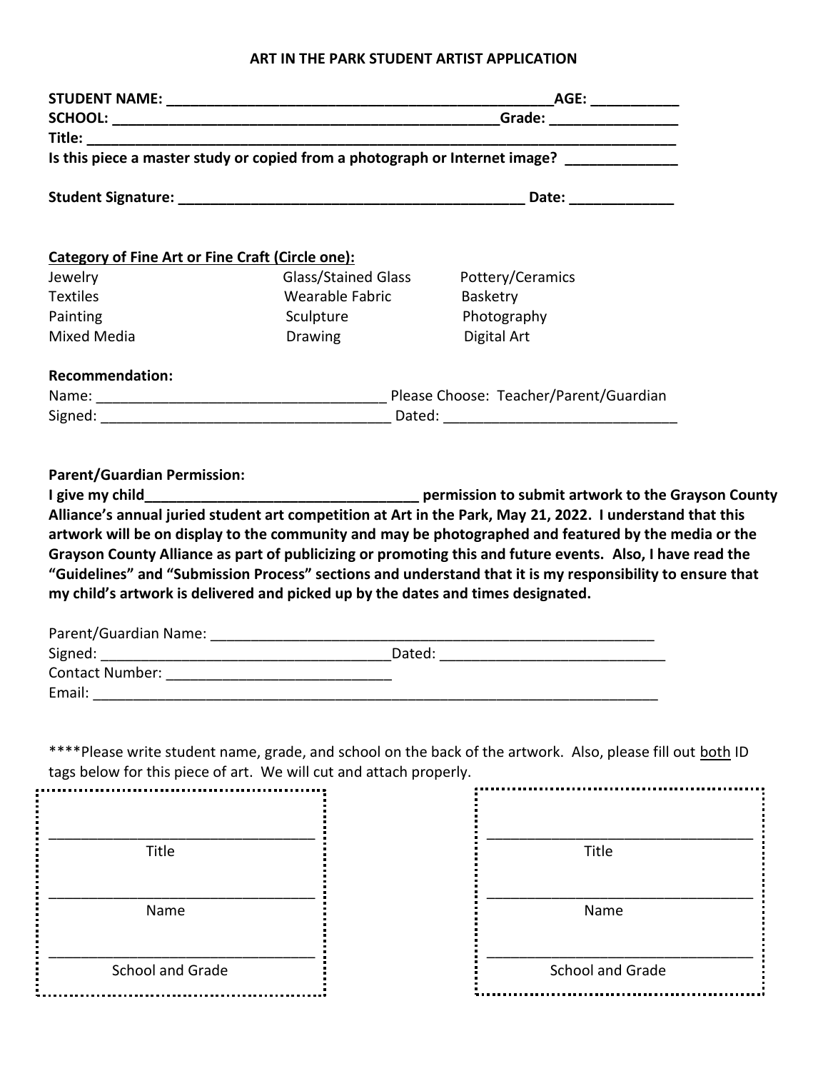# ART IN THE PARK STUDENT ARTIST APPLICATION

**STUDENT NAME: ________________________________________________AGE: ___________**
**SCHOOL: _________________________________________________Grade: ________________**
**Title: ___________________________________________________________________________**
**Is this piece a master study or copied from a photograph or Internet image? ______________**

**Student Signature: ____________________________________________ Date: _____________**

**Category of Fine Art or Fine Craft (Circle one):**

| | | |
|---|---|---|
| Jewelry | Glass/Stained Glass | Pottery/Ceramics |
| Textiles | Wearable Fabric | Basketry |
| Painting | Sculpture | Photography |
| Mixed Media | Drawing | Digital Art |

**Recommendation:**

Name: ____________________________________ Please Choose: Teacher/Parent/Guardian
Signed: ____________________________________ Dated: _____________________________

**Parent/Guardian Permission:**

**I give my child__________________________________ permission to submit artwork to the Grayson County Alliance's annual juried student art competition at Art in the Park, May 21, 2022. I understand that this artwork will be on display to the community and may be photographed and featured by the media or the Grayson County Alliance as part of publicizing or promoting this and future events. Also, I have read the "Guidelines" and "Submission Process" sections and understand that it is my responsibility to ensure that my child's artwork is delivered and picked up by the dates and times designated.**

Parent/Guardian Name: _______________________________________________________
Signed: ____________________________________Dated: ____________________________
Contact Number: ____________________________
Email: _________________________________________________________________________

****Please write student name, grade, and school on the back of the artwork. Also, please fill out both ID tags below for this piece of art. We will cut and attach properly.

| | |
|---|---|
| __________________________________ Title | __________________________________ Title |
| __________________________________ Name | __________________________________ Name |
| __________________________________ School and Grade | __________________________________ School and Grade |